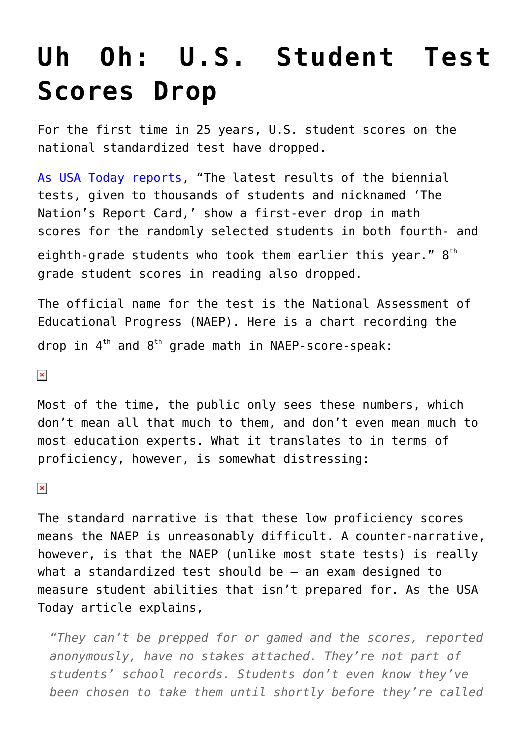# Uh Oh: U.S. Student Test Scores Drop

For the first time in 25 years, U.S. student scores on the national standardized test have dropped.

[As USA Today reports](), "The latest results of the biennial tests, given to thousands of students and nicknamed 'The Nation's Report Card,' show a first-ever drop in math scores for the randomly selected students in both fourth- and eighth-grade students who took them earlier this year." 8th grade student scores in reading also dropped.

The official name for the test is the National Assessment of Educational Progress (NAEP). Here is a chart recording the drop in 4th and 8th grade math in NAEP-score-speak:

Most of the time, the public only sees these numbers, which don't mean all that much to them, and don't even mean much to most education experts. What it translates to in terms of proficiency, however, is somewhat distressing:

The standard narrative is that these low proficiency scores means the NAEP is unreasonably difficult. A counter-narrative, however, is that the NAEP (unlike most state tests) is really what a standardized test should be – an exam designed to measure student abilities that isn't prepared for. As the USA Today article explains,

> *"They can't be prepped for or gamed and the scores, reported anonymously, have no stakes attached. They're not part of students' school records. Students don't even know they've been chosen to take them until shortly before they're called*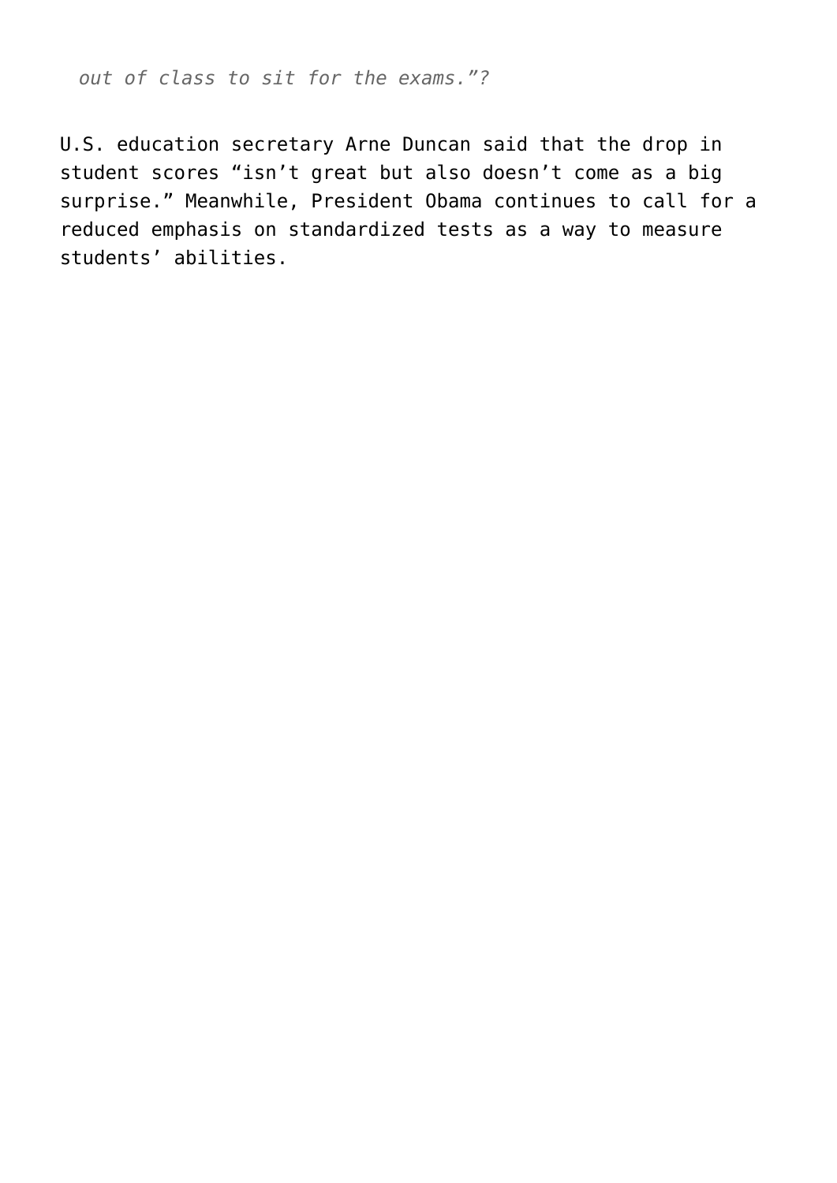*out of class to sit for the exams."?*

U.S. education secretary Arne Duncan said that the drop in student scores "isn't great but also doesn't come as a big surprise." Meanwhile, President Obama continues to call for a reduced emphasis on standardized tests as a way to measure students' abilities.